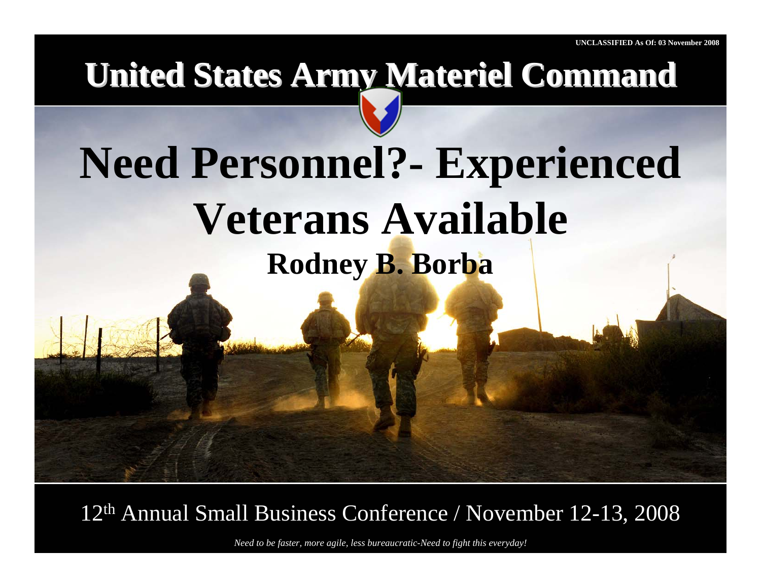UNCLASSIFIED As Of: 03 November 2008

# United States Army Materiel Command

# Need Personnel?- Experienced Veterans Available

## Rodney B. Borba

12th Annual Small Business Conference / November 12-13, 2008

*Need to be faster, more agile, less bureaucratic-Need to fight this everyday!*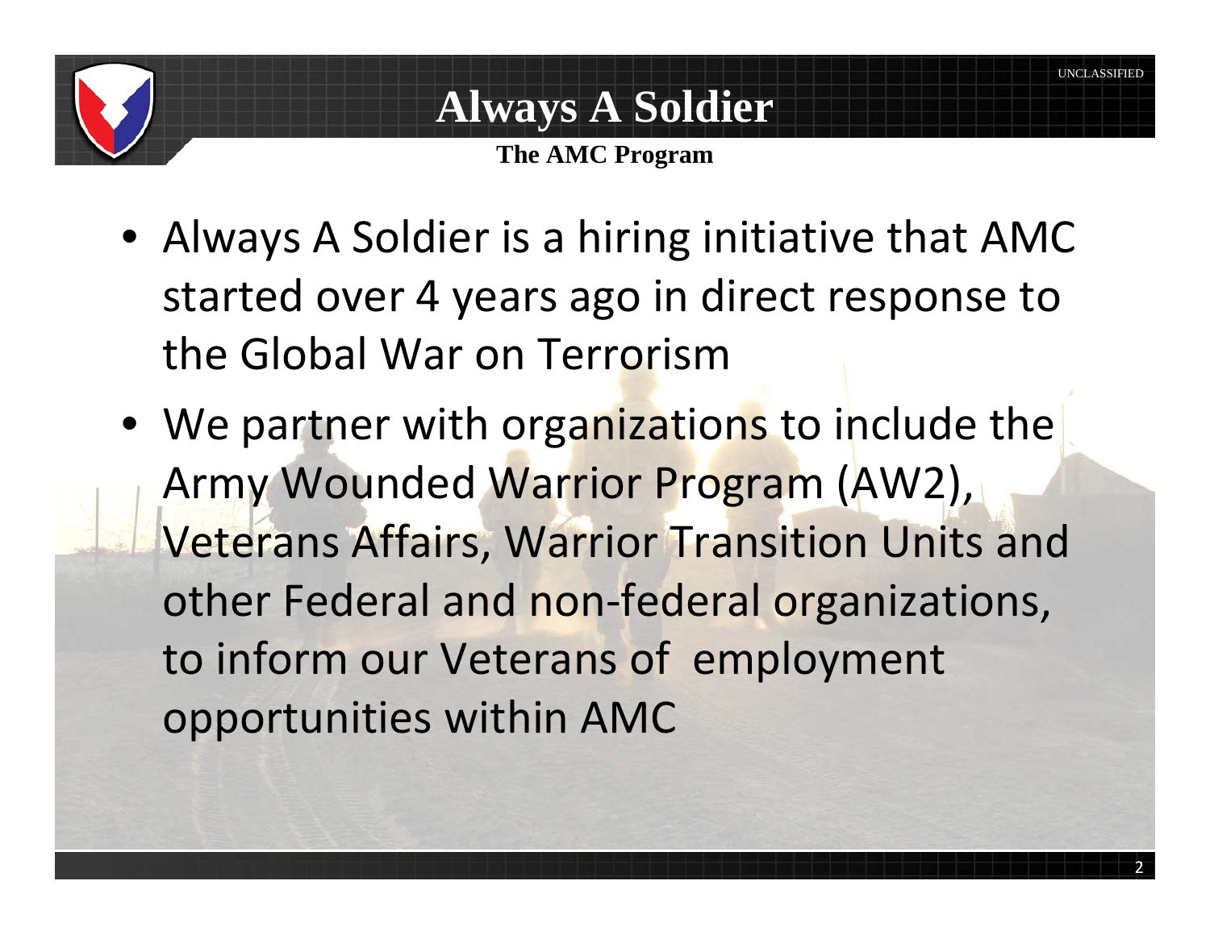# Always A Soldier

### The AMC Program

- Always A Soldier is a hiring initiative that AMC started over 4 years ago in direct response to the Global War on Terrorism
- We partner with organizations to include the Army Wounded Warrior Program (AW2), Veterans Affairs, Warrior Transition Units and other Federal and non-federal organizations, to inform our Veterans of employment opportunities within AMC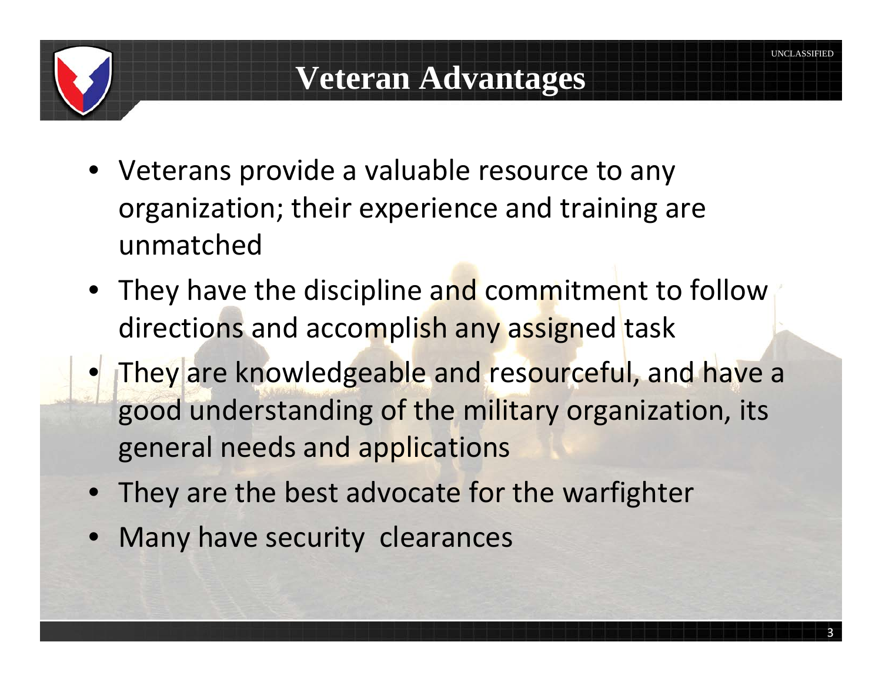# Veteran Advantages

- Veterans provide a valuable resource to any organization; their experience and training are unmatched
- They have the discipline and commitment to follow directions and accomplish any assigned task
- They are knowledgeable and resourceful, and have a good understanding of the military organization, its general needs and applications
- They are the best advocate for the warfighter
- Many have security clearances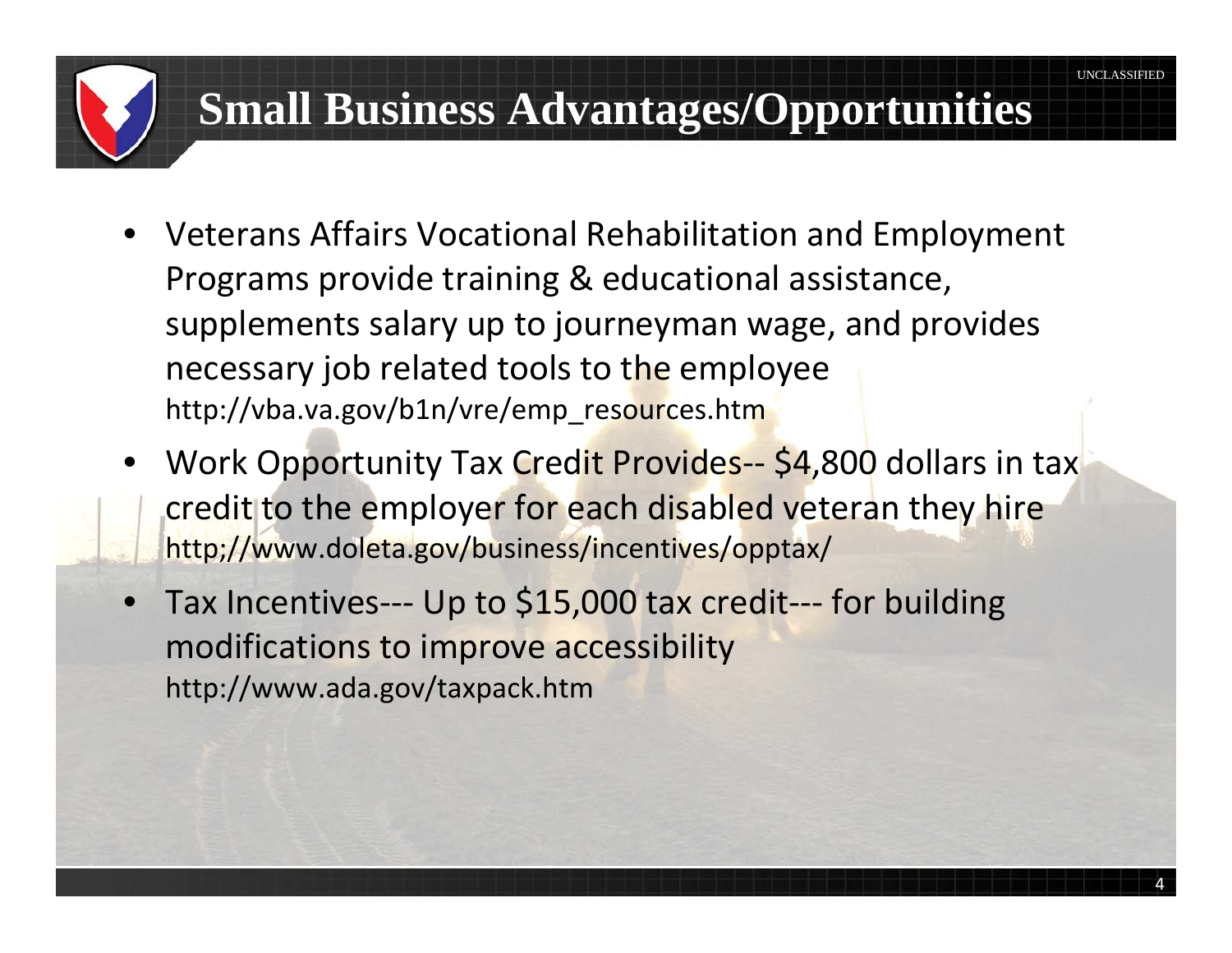# Small Business Advantages/Opportunities

- Veterans Affairs Vocational Rehabilitation and Employment Programs provide training & educational assistance, supplements salary up to journeyman wage, and provides necessary job related tools to the employee
  http://vba.va.gov/b1n/vre/emp_resources.htm
- Work Opportunity Tax Credit Provides-- $4,800 dollars in tax credit to the employer for each disabled veteran they hire
  http;//www.doleta.gov/business/incentives/opptax/
- Tax Incentives--- Up to $15,000 tax credit--- for building modifications to improve accessibility
  http://www.ada.gov/taxpack.htm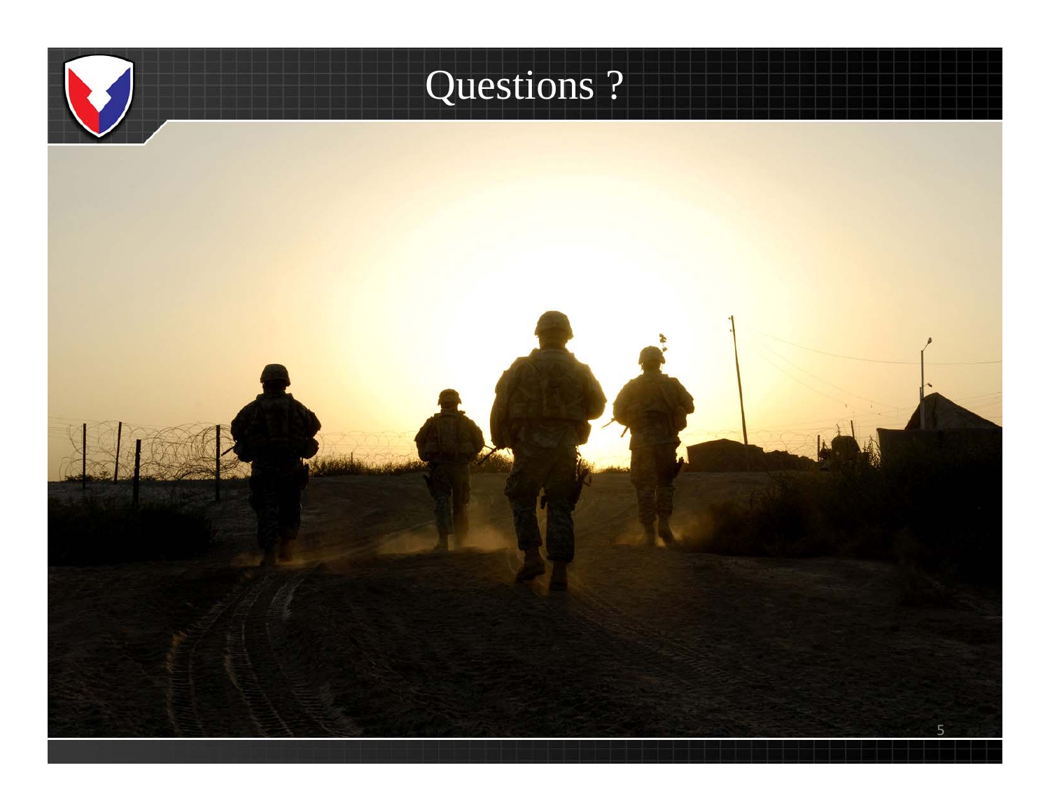# Questions ?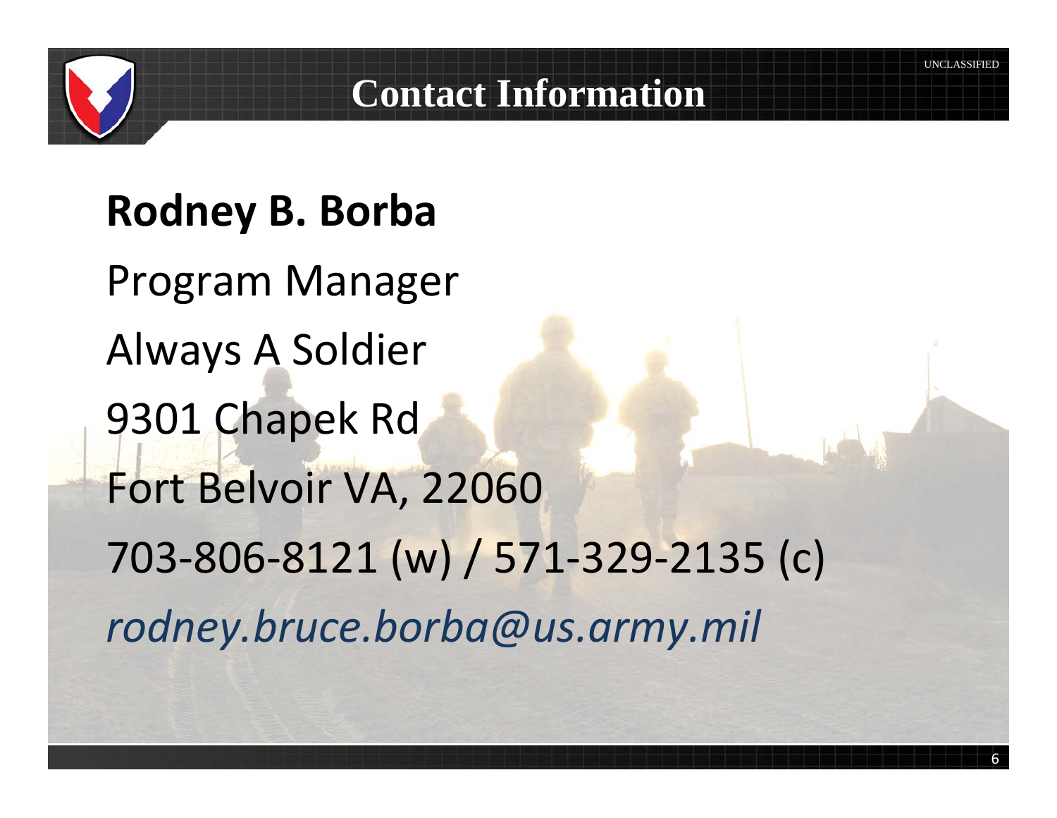# Contact Information

**Rodney B. Borba**

Program Manager

Always A Soldier

9301 Chapek Rd

Fort Belvoir VA, 22060

703-806-8121 (w) / 571-329-2135 (c)

*rodney.bruce.borba@us.army.mil*